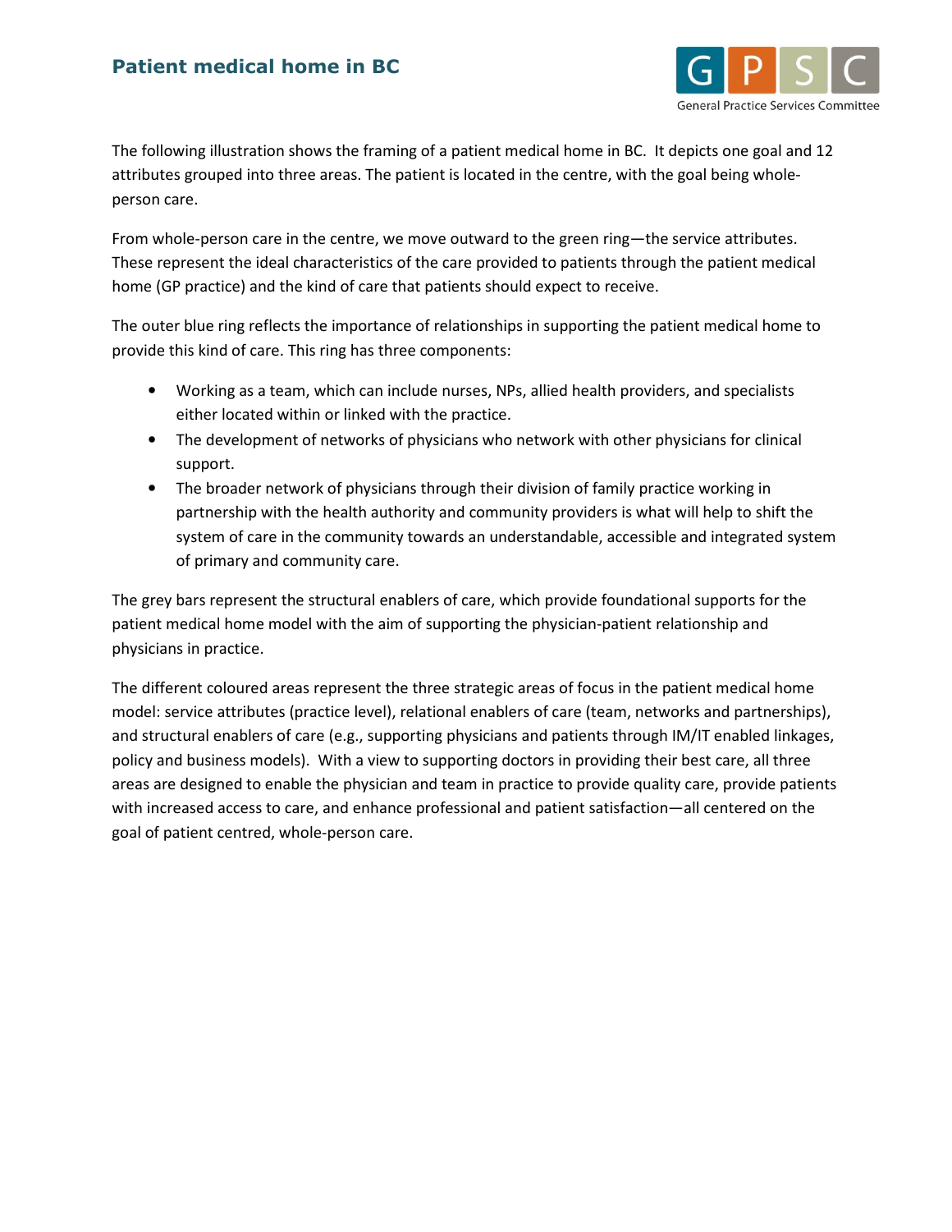# Patient medical home in BC

The following illustration shows the framing of a patient medical home in BC. It depicts one goal and 12 attributes grouped into three areas. The patient is located in the centre, with the goal being whole-person care.

From whole-person care in the centre, we move outward to the green ring—the service attributes. These represent the ideal characteristics of the care provided to patients through the patient medical home (GP practice) and the kind of care that patients should expect to receive.

The outer blue ring reflects the importance of relationships in supporting the patient medical home to provide this kind of care. This ring has three components:

- Working as a team, which can include nurses, NPs, allied health providers, and specialists either located within or linked with the practice.
- The development of networks of physicians who network with other physicians for clinical support.
- The broader network of physicians through their division of family practice working in partnership with the health authority and community providers is what will help to shift the system of care in the community towards an understandable, accessible and integrated system of primary and community care.

The grey bars represent the structural enablers of care, which provide foundational supports for the patient medical home model with the aim of supporting the physician-patient relationship and physicians in practice.

The different coloured areas represent the three strategic areas of focus in the patient medical home model: service attributes (practice level), relational enablers of care (team, networks and partnerships), and structural enablers of care (e.g., supporting physicians and patients through IM/IT enabled linkages, policy and business models). With a view to supporting doctors in providing their best care, all three areas are designed to enable the physician and team in practice to provide quality care, provide patients with increased access to care, and enhance professional and patient satisfaction—all centered on the goal of patient centred, whole-person care.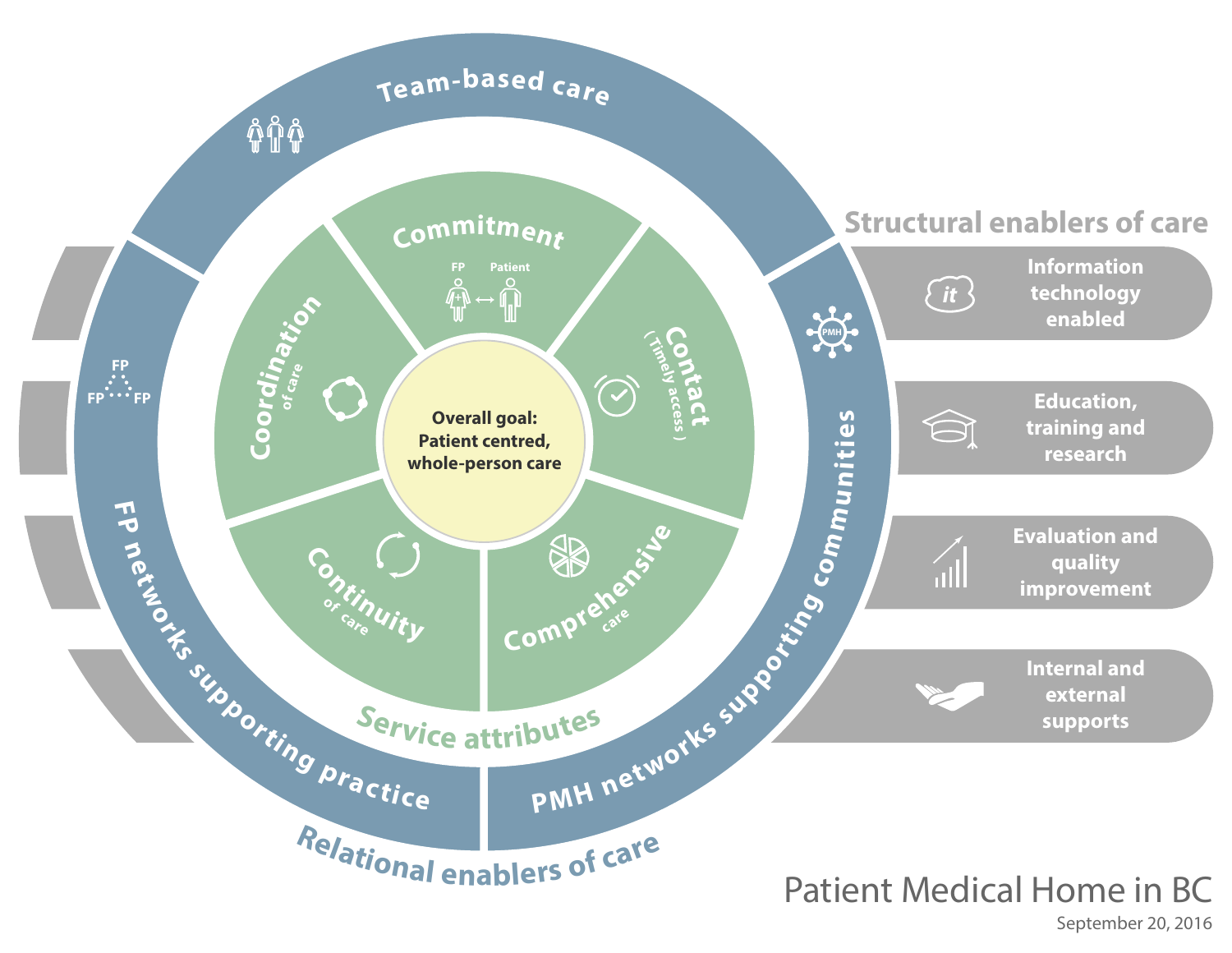# Patient Medical Home in BC

September 20, 2016

**Overall goal: Patient centred, whole-person care**

## Service attributes

- Commitment (FP ↔ Patient)
- Contact (Timely access)
- Comprehensive care
- Continuity of care
- Coordination of care

## Relational enablers of care

- Team-based care
- FP networks supporting practice
- PMH networks supporting communities

## Structural enablers of care

- Information technology enabled
- Education, training and research
- Evaluation and quality improvement
- Internal and external supports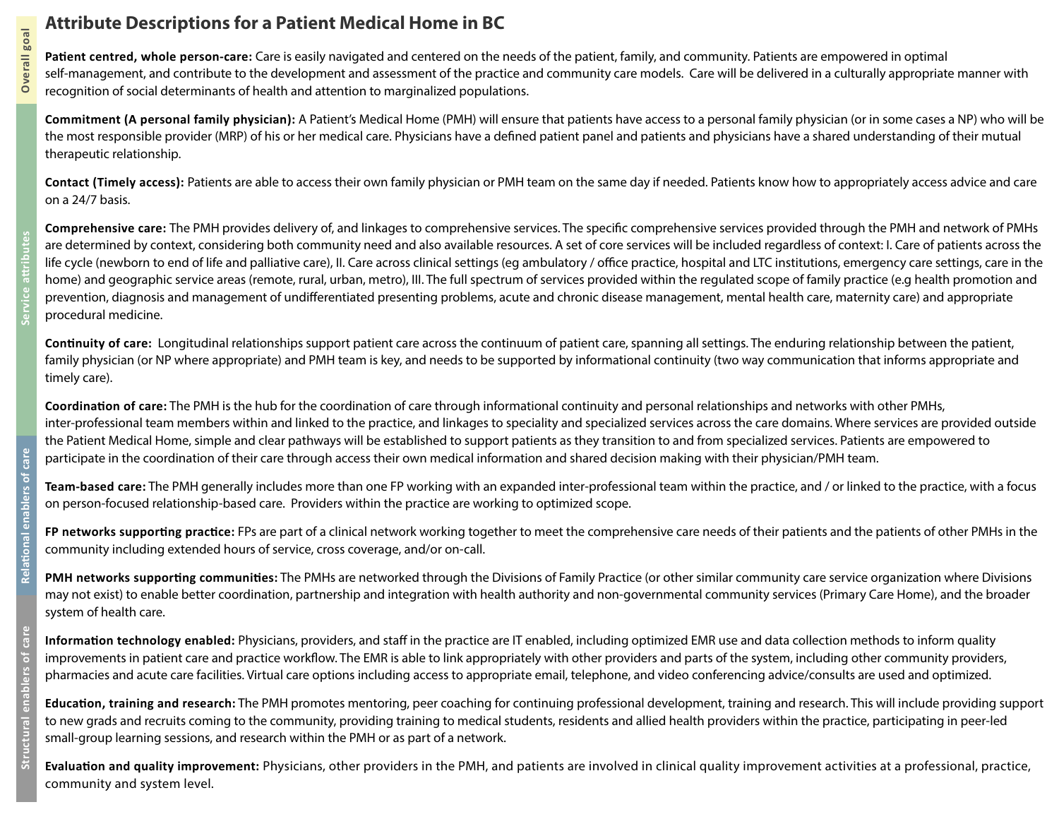# Attribute Descriptions for a Patient Medical Home in BC

Overall goal

**Patient centred, whole person-care:** Care is easily navigated and centered on the needs of the patient, family, and community. Patients are empowered in optimal self-management, and contribute to the development and assessment of the practice and community care models. Care will be delivered in a culturally appropriate manner with recognition of social determinants of health and attention to marginalized populations.

Service attributes

**Commitment (A personal family physician):** A Patient's Medical Home (PMH) will ensure that patients have access to a personal family physician (or in some cases a NP) who will be the most responsible provider (MRP) of his or her medical care. Physicians have a defined patient panel and patients and physicians have a shared understanding of their mutual therapeutic relationship.

**Contact (Timely access):** Patients are able to access their own family physician or PMH team on the same day if needed. Patients know how to appropriately access advice and care on a 24/7 basis.

**Comprehensive care:** The PMH provides delivery of, and linkages to comprehensive services. The specific comprehensive services provided through the PMH and network of PMHs are determined by context, considering both community need and also available resources. A set of core services will be included regardless of context: I. Care of patients across the life cycle (newborn to end of life and palliative care), II. Care across clinical settings (eg ambulatory / office practice, hospital and LTC institutions, emergency care settings, care in the home) and geographic service areas (remote, rural, urban, metro), III. The full spectrum of services provided within the regulated scope of family practice (e.g health promotion and prevention, diagnosis and management of undifferentiated presenting problems, acute and chronic disease management, mental health care, maternity care) and appropriate procedural medicine.

**Continuity of care:** Longitudinal relationships support patient care across the continuum of patient care, spanning all settings. The enduring relationship between the patient, family physician (or NP where appropriate) and PMH team is key, and needs to be supported by informational continuity (two way communication that informs appropriate and timely care).

**Coordination of care:** The PMH is the hub for the coordination of care through informational continuity and personal relationships and networks with other PMHs, inter-professional team members within and linked to the practice, and linkages to speciality and specialized services across the care domains. Where services are provided outside the Patient Medical Home, simple and clear pathways will be established to support patients as they transition to and from specialized services. Patients are empowered to participate in the coordination of their care through access their own medical information and shared decision making with their physician/PMH team.

Relational enablers of care

**Team-based care:** The PMH generally includes more than one FP working with an expanded inter-professional team within the practice, and / or linked to the practice, with a focus on person-focused relationship-based care. Providers within the practice are working to optimized scope.

**FP networks supporting practice:** FPs are part of a clinical network working together to meet the comprehensive care needs of their patients and the patients of other PMHs in the community including extended hours of service, cross coverage, and/or on-call.

**PMH networks supporting communities:** The PMHs are networked through the Divisions of Family Practice (or other similar community care service organization where Divisions may not exist) to enable better coordination, partnership and integration with health authority and non-governmental community services (Primary Care Home), and the broader system of health care.

Structural enablers of care

**Information technology enabled:** Physicians, providers, and staff in the practice are IT enabled, including optimized EMR use and data collection methods to inform quality improvements in patient care and practice workflow. The EMR is able to link appropriately with other providers and parts of the system, including other community providers, pharmacies and acute care facilities. Virtual care options including access to appropriate email, telephone, and video conferencing advice/consults are used and optimized.

**Education, training and research:** The PMH promotes mentoring, peer coaching for continuing professional development, training and research. This will include providing support to new grads and recruits coming to the community, providing training to medical students, residents and allied health providers within the practice, participating in peer-led small-group learning sessions, and research within the PMH or as part of a network.

**Evaluation and quality improvement:** Physicians, other providers in the PMH, and patients are involved in clinical quality improvement activities at a professional, practice, community and system level.